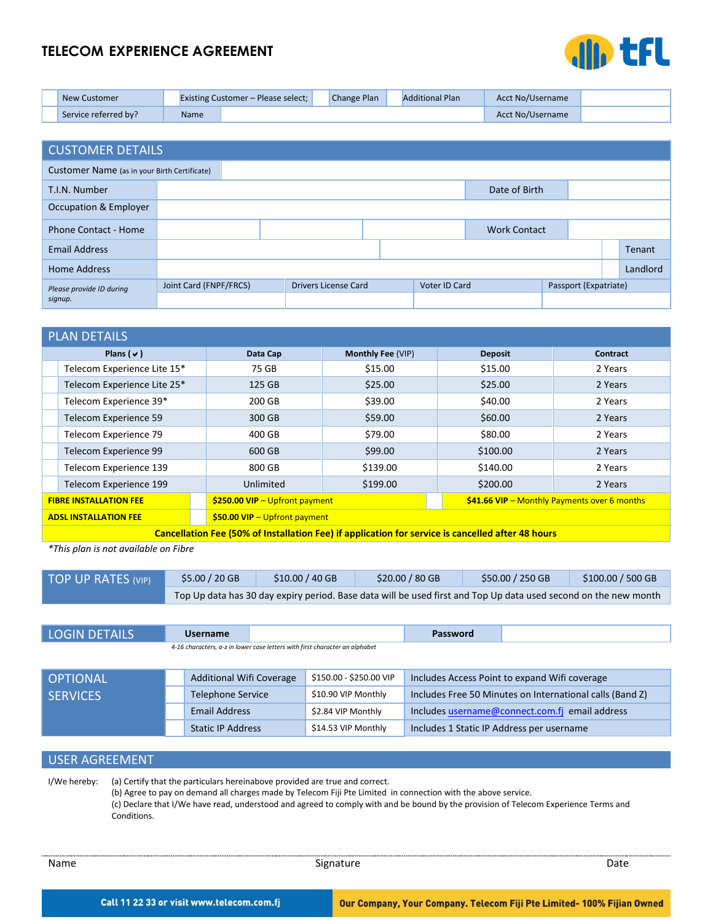# TELECOM EXPERIENCE AGREEMENT

| | New Customer | | Existing Customer – Please select; | | Change Plan | | Additional Plan | Acct No/Username | |
|---|---|---|---|---|---|---|---|---|---|
| | Service referred by? | Name | | | | | | Acct No/Username | |

## CUSTOMER DETAILS

| | | | | |
|---|---|---|---|---|
| Customer Name (as in your Birth Certificate) | | | | |
| T.I.N. Number | | | Date of Birth | |
| Occupation & Employer | | | | |
| Phone Contact - Home | | | Work Contact | |
| Email Address | | | | Tenant |
| Home Address | | | | Landlord |
| *Please provide ID during signup.* | Joint Card (FNPF/FRCS) | Drivers License Card | Voter ID Card | Passport (Expatriate) |

## PLAN DETAILS

| Plans (✔) | Data Cap | Monthly Fee (VIP) | Deposit | Contract |
|---|---|---|---|---|
| Telecom Experience Lite 15* | 75 GB | $15.00 | $15.00 | 2 Years |
| Telecom Experience Lite 25* | 125 GB | $25.00 | $25.00 | 2 Years |
| Telecom Experience 39* | 200 GB | $39.00 | $40.00 | 2 Years |
| Telecom Experience 59 | 300 GB | $59.00 | $60.00 | 2 Years |
| Telecom Experience 79 | 400 GB | $79.00 | $80.00 | 2 Years |
| Telecom Experience 99 | 600 GB | $99.00 | $100.00 | 2 Years |
| Telecom Experience 139 | 800 GB | $139.00 | $140.00 | 2 Years |
| Telecom Experience 199 | Unlimited | $199.00 | $200.00 | 2 Years |
| **FIBRE INSTALLATION FEE** | **$250.00 VIP** – Upfront payment | | **$41.66 VIP** – Monthly Payments over 6 months | |
| **ADSL INSTALLATION FEE** | **$50.00 VIP** – Upfront payment | | | |
| **Cancellation Fee (50% of Installation Fee) if application for service is cancelled after 48 hours** | | | | |

*\*This plan is not available on Fibre*

## TOP UP RATES (VIP)

| $5.00 / 20 GB | $10.00 / 40 GB | $20.00 / 80 GB | $50.00 / 250 GB | $100.00 / 500 GB |
|---|---|---|---|---|
| Top Up data has 30 day expiry period. Base data will be used first and Top Up data used second on the new month | | | | |

## LOGIN DETAILS

| **Username** | | **Password** | |
|---|---|---|---|

*4-16 characters, a-z in lower case letters with first character an alphabet*

## OPTIONAL SERVICES

| | Service | Price | Description |
|---|---|---|---|
| | Additional Wifi Coverage | $150.00 - $250.00 VIP | Includes Access Point to expand Wifi coverage |
| | Telephone Service | $10.90 VIP Monthly | Includes Free 50 Minutes on International calls (Band Z) |
| | Email Address | $2.84 VIP Monthly | Includes username@connect.com.fj email address |
| | Static IP Address | $14.53 VIP Monthly | Includes 1 Static IP Address per username |

## USER AGREEMENT

I/We hereby:
(a) Certify that the particulars hereinabove provided are true and correct.
(b) Agree to pay on demand all charges made by Telecom Fiji Pte Limited in connection with the above service.
(c) Declare that I/We have read, understood and agreed to comply with and be bound by the provision of Telecom Experience Terms and Conditions.

Name | Signature | Date

**Call 11 22 33 or visit www.telecom.com.fj**

**Our Company, Your Company. Telecom Fiji Pte Limited- 100% Fijian Owned**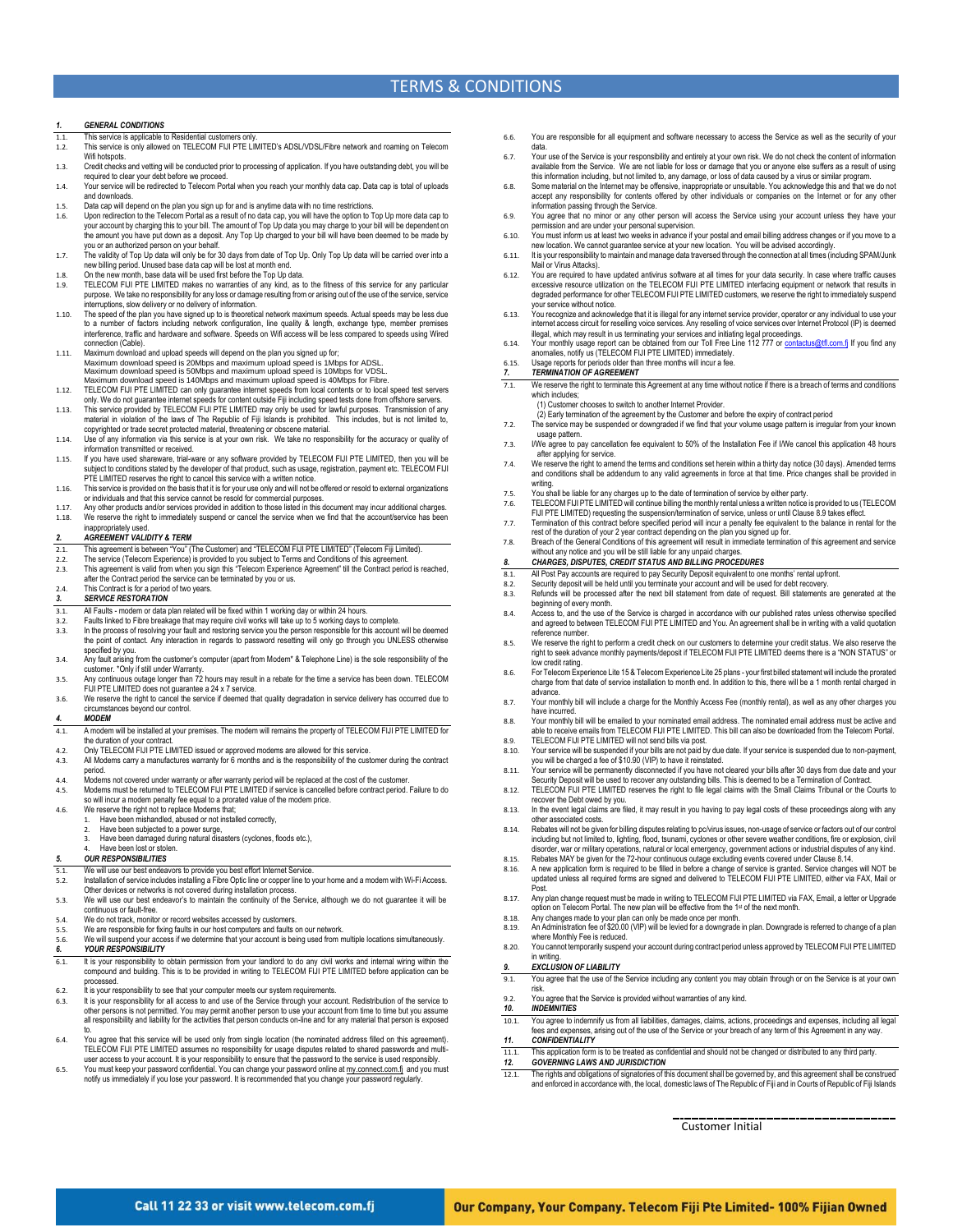# TERMS & CONDITIONS

## 1. GENERAL CONDITIONS

1.1. This service is applicable to Residential customers only.

1.2. This service is only allowed on TELECOM FIJI PTE LIMITED's ADSL/VDSL/Fibre network and roaming on Telecom Wifi hotspots.

1.3. Credit checks and vetting will be conducted prior to processing of application. If you have outstanding debt, you will be required to clear your debt before we proceed.

1.4. Your service will be redirected to Telecom Portal when you reach your monthly data cap. Data cap is total of uploads and downloads.

1.5. Data cap will depend on the plan you sign up for and is anytime data with no time restrictions.

1.6. Upon redirection to the Telecom Portal as a result of no data cap, you will have the option to Top Up more data cap to your account by charging this to your bill. The amount of Top Up data you may charge to your bill will be dependent on the amount you have put down as a deposit. Any Top Up charged to your bill will have been deemed to be made by you or an authorized person on your behalf.

1.7. The validity of Top Up data will only be for 30 days from date of Top Up. Only Top Up data will be carried over into a new billing period. Unused base data cap will be lost at month end.

1.8. On the new month, base data will be used first before the Top Up data.

1.9. TELECOM FIJI PTE LIMITED makes no warranties of any kind, as to the fitness of this service for any particular purpose. We take no responsibility for any loss or damage resulting from or arising out of the use of the service, service interruptions, slow delivery or no delivery of information.

1.10. The speed of the plan you have signed up to is theoretical network maximum speeds. Actual speeds may be less due to a number of factors including network configuration, line quality & length, exchange type, member premises interference, traffic and hardware and software. Speeds on Wifi access will be less compared to speeds using Wired connection (Cable).

1.11. Maximum download and upload speeds will depend on the plan you signed up for;
Maximum download speed is 20Mbps and maximum upload speed is 1Mbps for ADSL.
Maximum download speed is 50Mbps and maximum upload speed is 10Mbps for VDSL.
Maximum download speed is 140Mbps and maximum upload speed is 40Mbps for Fibre.

1.12. TELECOM FIJI PTE LIMITED can only guarantee internet speeds from local contents or to local speed test servers only. We do not guarantee internet speeds for content outside Fiji including speed tests done from offshore servers.

1.13. This service provided by TELECOM FIJI PTE LIMITED may only be used for lawful purposes. Transmission of any material in violation of the laws of The Republic of Fiji Islands is prohibited. This includes, but is not limited to, copyrighted or trade secret protected material, threatening or obscene material.

1.14. Use of any information via this service is at your own risk. We take no responsibility for the accuracy or quality of information transmitted or received.

1.15. If you have used shareware, trial-ware or any software provided by TELECOM FIJI PTE LIMITED, then you will be subject to conditions stated by the developer of that product, such as usage, registration, payment etc. TELECOM FIJI PTE LIMITED reserves the right to cancel this service with a written notice.

1.16. This service is provided on the basis that it is for your use only and will not be offered or resold to external organizations or individuals and that this service cannot be resold for commercial purposes.

1.17. Any other products and/or services provided in addition to those listed in this document may incur additional charges.

1.18. We reserve the right to immediately suspend or cancel the service when we find that the account/service has been inappropriately used.

## 2. AGREEMENT VALIDITY & TERM

2.1. This agreement is between "You" (The Customer) and "TELECOM FIJI PTE LIMITED" (Telecom Fiji Limited).

2.2. The service (Telecom Experience) is provided to you subject to Terms and Conditions of this agreement.

2.3. This agreement is valid from when you sign this "Telecom Experience Agreement" till the Contract period is reached, after the Contract period the service can be terminated by you or us.

2.4. This Contract is for a period of two years.

## 3. SERVICE RESTORATION

3.1. All Faults - modem or data plan related will be fixed within 1 working day or within 24 hours.

3.2. Faults linked to Fibre breakage that may require civil works will take up to 5 working days to complete.

3.3. In the process of resolving your fault and restoring service you the person responsible for this account will be deemed the point of contact. Any interaction in regards to password resetting will only go through you UNLESS otherwise specified by you.

3.4. Any fault arising from the customer's computer (apart from Modem* & Telephone Line) is the sole responsibility of the customer. *Only if still under Warranty.

3.5. Any continuous outage longer than 72 hours may result in a rebate for the time a service has been down. TELECOM FIJI PTE LIMITED does not guarantee a 24 x 7 service.

3.6. We reserve the right to cancel the service if deemed that quality degradation in service delivery has occurred due to circumstances beyond our control.

## 4. MODEM

4.1. A modem will be installed at your premises. The modem will remains the property of TELECOM FIJI PTE LIMITED for the duration of your contract.

4.2. Only TELECOM FIJI PTE LIMITED issued or approved modems are allowed for this service.

4.3. All Modems carry a manufactures warranty for 6 months and is the responsibility of the customer during the contract period.

4.4. Modems not covered under warranty or after warranty period will be replaced at the cost of the customer.

4.5. Modems must be returned to TELECOM FIJI PTE LIMITED if service is cancelled before contract period. Failure to do so will incur a modem penalty fee equal to a prorated value of the modem price.

4.6. We reserve the right not to replace Modems that;
1. Have been mishandled, abused or not installed correctly,
2. Have been subjected to a power surge,
3. Have been damaged during natural disasters (cyclones, floods etc.),
4. Have been lost or stolen.

## 5. OUR RESPONSIBILITIES

5.1. We will use our best endeavors to provide you best effort Internet Service.

5.2. Installation of service includes installing a Fibre Optic line or copper line to your home and a modem with Wi-Fi Access. Other devices or networks is not covered during installation process.

5.3. We will use our best endeavor's to maintain the continuity of the Service, although we do not guarantee it will be continuous or fault-free.

5.4. We do not track, monitor or record websites accessed by customers.

5.5. We are responsible for fixing faults in our host computers and faults on our network.

5.6. We will suspend your access if we determine that your account is being used from multiple locations simultaneously.

## 6. YOUR RESPONSIBILITY

6.1. It is your responsibility to obtain permission from your landlord to do any civil works and internal wiring within the compound and building. This is to be provided in writing to TELECOM FIJI PTE LIMITED before application can be processed.

6.2. It is your responsibility to see that your computer meets our system requirements.

6.3. It is your responsibility for all access to and use of the Service through your account. Redistribution of the service to other persons is not permitted. You may permit another person to use your account from time to time but you assume all responsibility and liability for the activities that person conducts on-line and for any material that person is exposed to.

6.4. You agree that this service will be used only from single location (the nominated address filled on this agreement). TELECOM FIJI PTE LIMITED assumes no responsibility for usage disputes related to shared passwords and multi-user access to your account. It is your responsibility to ensure that the password to the service is used responsibly.

6.5. You must keep your password confidential. You can change your password online at my.connect.com.fj and you must notify us immediately if you lose your password. It is recommended that you change your password regularly.

6.6. You are responsible for all equipment and software necessary to access the Service as well as the security of your data.

6.7. Your use of the Service is your responsibility and entirely at your own risk. We do not check the content of information available from the Service. We are not liable for loss or damage that you or anyone else suffers as a result of using this information including, but not limited to, any damage, or loss of data caused by a virus or similar program.

6.8. Some material on the Internet may be offensive, inappropriate or unsuitable. You acknowledge this and that we do not accept any responsibility for contents offered by other individuals or companies on the Internet or for any other information passing through the Service.

6.9. You agree that no minor or any other person will access the Service using your account unless they have your permission and are under your personal supervision.

6.10. You must inform us at least two weeks in advance if your postal and email billing address changes or if you move to a new location. We cannot guarantee service at your new location. You will be advised accordingly.

6.11. It is your responsibility to maintain and manage data traversed through the connection at all times (including SPAM/Junk Mail or Virus Attacks).

6.12. You are required to have updated antivirus software at all times for your data security. In case where traffic causes excessive resource utilization on the TELECOM FIJI PTE LIMITED interfacing equipment or network that results in degraded performance for other TELECOM FIJI PTE LIMITED customers, we reserve the right to immediately suspend your service without notice.

6.13. You recognize and acknowledge that it is illegal for any internet service provider, operator or any individual to use your internet access circuit for reselling voice services. Any reselling of voice services over Internet Protocol (IP) is deemed illegal, which may result in us terminating your services and initiating legal proceedings.

6.14. Your monthly usage report can be obtained from our Toll Free Line 112 777 or contactus@tfl.com.fj If you find any anomalies, notify us (TELECOM FIJI PTE LIMITED) immediately.

6.15. Usage reports for periods older than three months will incur a fee.

## 7. TERMINATION OF AGREEMENT

7.1. We reserve the right to terminate this Agreement at any time without notice if there is a breach of terms and conditions which includes;
(1) Customer chooses to switch to another Internet Provider.
(2) Early termination of the agreement by the Customer and before the expiry of contract period

7.2. The service may be suspended or downgraded if we find that your volume usage pattern is irregular from your known usage pattern.

7.3. I/We agree to pay cancellation fee equivalent to 50% of the Installation Fee if I/We cancel this application 48 hours after applying for service.

7.4. We reserve the right to amend the terms and conditions set herein within a thirty day notice (30 days). Amended terms and conditions shall be addendum to any valid agreements in force at that time. Price changes shall be provided in writing.

7.5. You shall be liable for any charges up to the date of termination of service by either party.

7.6. TELECOM FIJI PTE LIMITED will continue billing the monthly rental unless a written notice is provided to us (TELECOM FIJI PTE LIMITED) requesting the suspension/termination of service, unless or until Clause 8.9 takes effect.

7.7. Termination of this contract before specified period will incur a penalty fee equivalent to the balance in rental for the rest of the duration of your 2 year contract depending on the plan you signed up for.

7.8. Breach of the General Conditions of this agreement will result in immediate termination of this agreement and service without any notice and you will be still liable for any unpaid charges.

## 8. CHARGES, DISPUTES, CREDIT STATUS AND BILLING PROCEDURES

8.1. All Post Pay accounts are required to pay Security Deposit equivalent to one months' rental upfront.

8.2. Security deposit will be held until you terminate your account and will be used for debt recovery.

8.3. Refunds will be processed after the next bill statement from date of request. Bill statements are generated at the beginning of every month.

8.4. Access to, and the use of the Service is charged in accordance with our published rates unless otherwise specified and agreed to between TELECOM FIJI PTE LIMITED and You. An agreement shall be in writing with a valid quotation reference number.

8.5. We reserve the right to perform a credit check on our customers to determine your credit status. We also reserve the right to seek advance monthly payments/deposit if TELECOM FIJI PTE LIMITED deems there is a "NON STATUS" or low credit rating.

8.6. For Telecom Experience Lite 15 & Telecom Experience Lite 25 plans - your first billed statement will include the prorated charge from that date of service installation to month end. In addition to this, there will be a 1 month rental charged in advance.

8.7. Your monthly bill will include a charge for the Monthly Access Fee (monthly rental), as well as any other charges you have incurred.

8.8. Your monthly bill will be emailed to your nominated email address. The nominated email address must be active and able to receive emails from TELECOM FIJI PTE LIMITED. This bill can also be downloaded from the Telecom Portal.

8.9. TELECOM FIJI PTE LIMITED will not send bills via post.

8.10. Your service will be suspended if your bills are not paid by due date. If your service is suspended due to non-payment, you will be charged a fee of $10.90 (VIP) to have it reinstated.

8.11. Your service will be permanently disconnected if you have not cleared your bills after 30 days from due date and your Security Deposit will be used to recover any outstanding bills. This is deemed to be a Termination of Contract.

8.12. TELECOM FIJI PTE LIMITED reserves the right to file legal claims with the Small Claims Tribunal or the Courts to recover the Debt owed by you.

8.13. In the event legal claims are filed, it may result in you having to pay legal costs of these proceedings along with any other associated costs.

8.14. Rebates will not be given for billing disputes relating to pc/virus issues, non-usage of service or factors out of our control including but not limited to, lighting, flood, tsunami, cyclones or other severe weather conditions, fire or explosion, civil disorder, war or military operations, natural or local emergency, government actions or industrial disputes of any kind.

8.15. Rebates MAY be given for the 72-hour continuous outage excluding events covered under Clause 8.14.

8.16. A new application form is required to be filled in before a change of service is granted. Service changes will NOT be updated unless all required forms are signed and delivered to TELECOM FIJI PTE LIMITED, either via FAX, Mail or Post.

8.17. Any plan change request must be made in writing to TELECOM FIJI PTE LIMITED via FAX, Email, a letter or Upgrade option on Telecom Portal. The new plan will be effective from the 1st of the next month.

8.18. Any changes made to your plan can only be made once per month.

8.19. An Administration fee of $20.00 (VIP) will be levied for a downgrade in plan. Downgrade is referred to change of a plan where Monthly Fee is reduced.

8.20. You cannot temporarily suspend your account during contract period unless approved by TELECOM FIJI PTE LIMITED in writing.

## 9. EXCLUSION OF LIABILITY

9.1. You agree that the use of the Service including any content you may obtain through or on the Service is at your own risk.

9.2. You agree that the Service is provided without warranties of any kind.

## 10. INDEMNITIES

10.1. You agree to indemnify us from all liabilities, damages, claims, actions, proceedings and expenses, including all legal fees and expenses, arising out of the use of the Service or your breach of any term of this Agreement in any way.

## 11. CONFIDENTIALITY

11.1. This application form is to be treated as confidential and should not be changed or distributed to any third party.

## 12. GOVERNING LAWS AND JURISDICTION

12.1. The rights and obligations of signatories of this document shall be governed by, and this agreement shall be construed and enforced in accordance with, the local, domestic laws of The Republic of Fiji and in Courts of Republic of Fiji Islands

\_\_\_\_\_\_\_\_\_\_\_\_\_\_\_\_\_\_\_\_\_\_\_\_\_\_\_\_\_\_\_\_

Customer Initial

Call 11 22 33 or visit www.telecom.com.fj

Our Company, Your Company. Telecom Fiji Pte Limited- 100% Fijian Owned